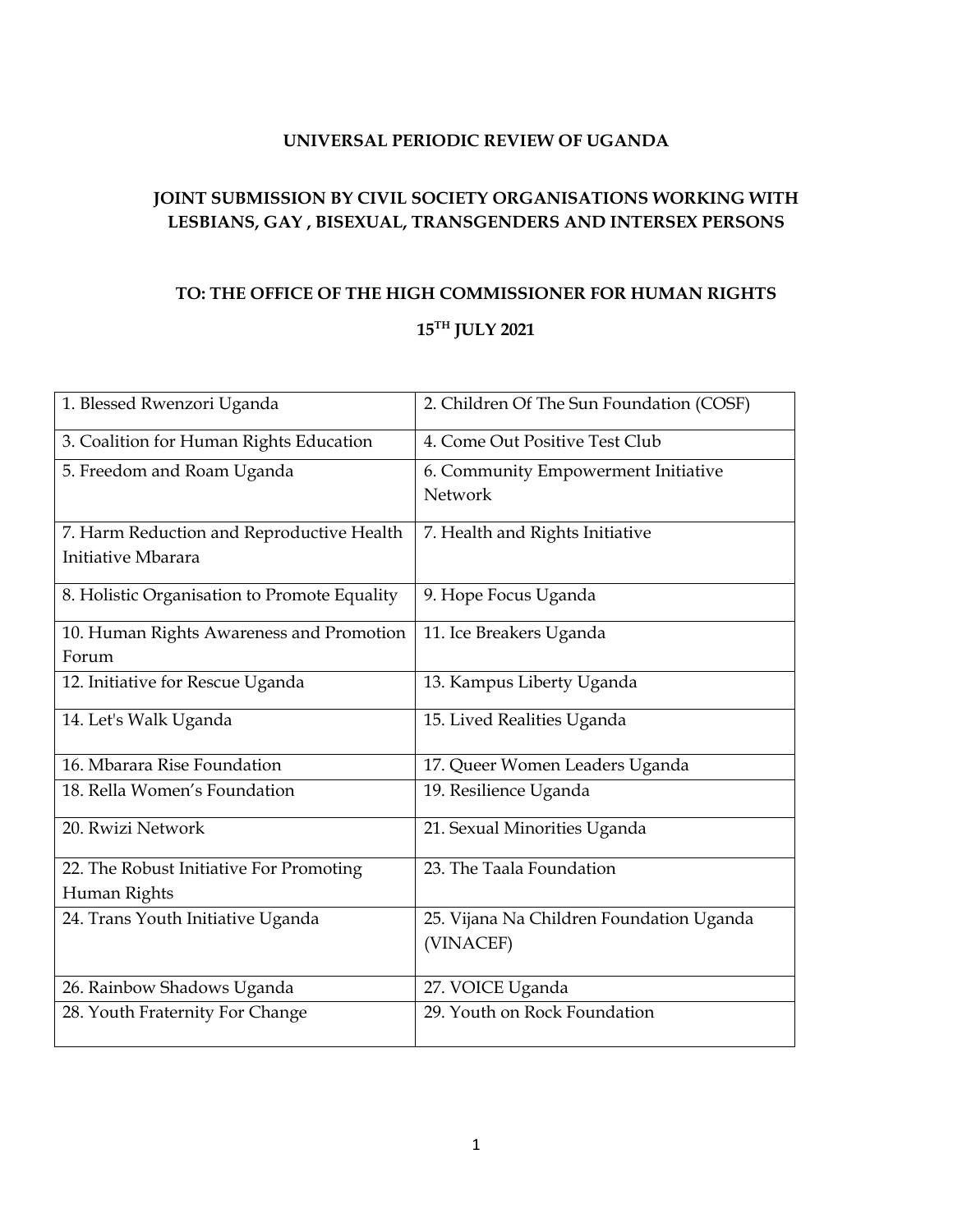# UNIVERSAL PERIODIC REVIEW OF UGANDA

## JOINT SUBMISSION BY CIVIL SOCIETY ORGANISATIONS WORKING WITH LESBIANS, GAY , BISEXUAL, TRANSGENDERS AND INTERSEX PERSONS

## TO: THE OFFICE OF THE HIGH COMMISSIONER FOR HUMAN RIGHTS

## 15TH JULY 2021

| | |
|---|---|
| 1. Blessed Rwenzori Uganda | 2. Children Of The Sun Foundation (COSF) |
| 3. Coalition for Human Rights Education | 4. Come Out Positive Test Club |
| 5. Freedom and Roam Uganda | 6. Community Empowerment Initiative Network |
| 7. Harm Reduction and Reproductive Health Initiative Mbarara | 7. Health and Rights Initiative |
| 8. Holistic Organisation to Promote Equality | 9. Hope Focus Uganda |
| 10. Human Rights Awareness and Promotion Forum | 11. Ice Breakers Uganda |
| 12. Initiative for Rescue Uganda | 13. Kampus Liberty Uganda |
| 14. Let's Walk Uganda | 15. Lived Realities Uganda |
| 16. Mbarara Rise Foundation | 17. Queer Women Leaders Uganda |
| 18. Rella Women's Foundation | 19. Resilience Uganda |
| 20. Rwizi Network | 21. Sexual Minorities Uganda |
| 22. The Robust Initiative For Promoting Human Rights | 23. The Taala Foundation |
| 24. Trans Youth Initiative Uganda | 25. Vijana Na Children Foundation Uganda (VINACEF) |
| 26. Rainbow Shadows Uganda | 27. VOICE Uganda |
| 28. Youth Fraternity For Change | 29. Youth on Rock Foundation |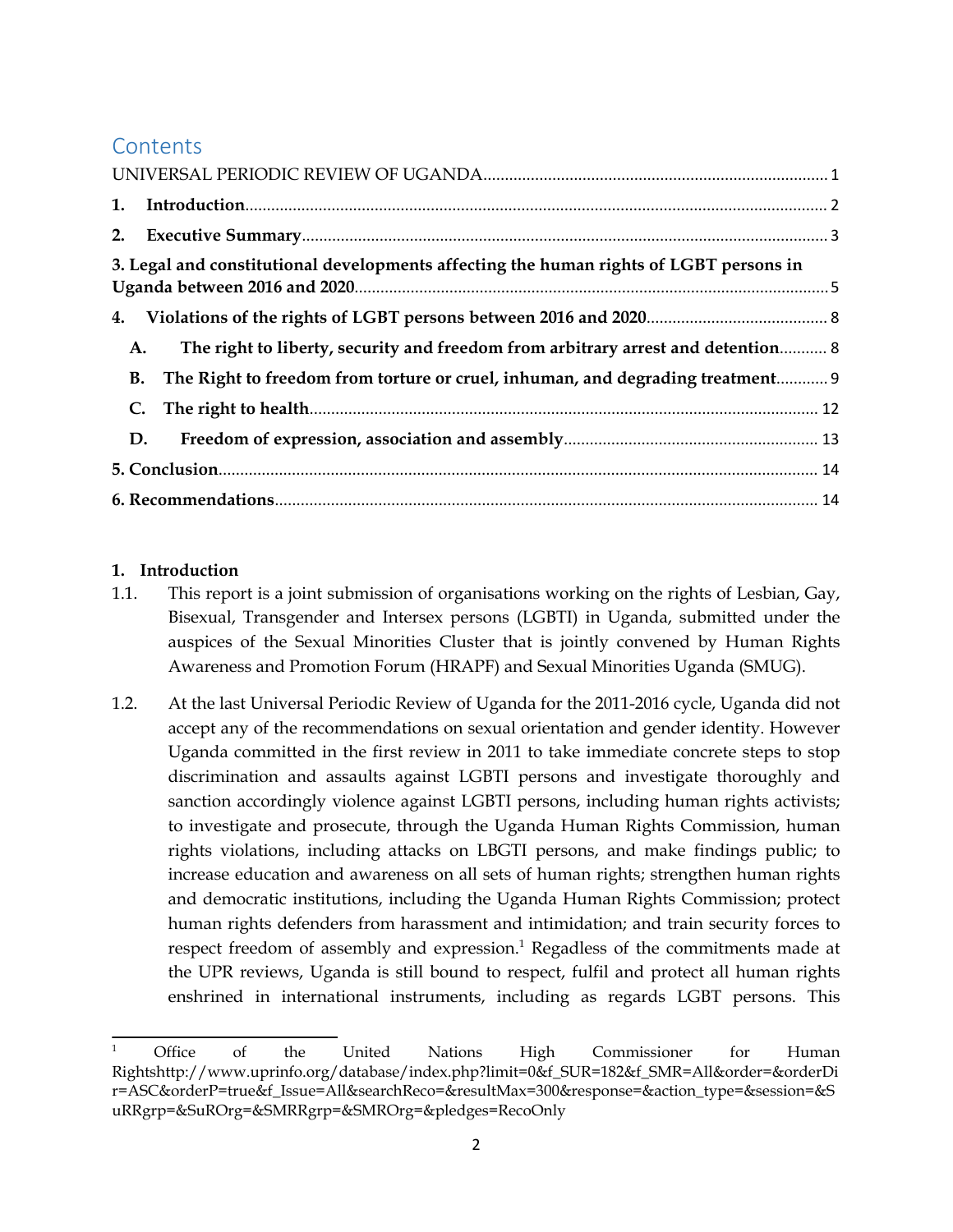## Contents

UNIVERSAL PERIODIC REVIEW OF UGANDA ........ 1

**1. Introduction** ........ 2

**2. Executive Summary** ........ 3

**3. Legal and constitutional developments affecting the human rights of LGBT persons in Uganda between 2016 and 2020** ........ 5

**4. Violations of the rights of LGBT persons between 2016 and 2020** ........ 8

- **A. The right to liberty, security and freedom from arbitrary arrest and detention** ........ 8
- **B. The Right to freedom from torture or cruel, inhuman, and degrading treatment** ........ 9
- **C. The right to health** ........ 12
- **D. Freedom of expression, association and assembly** ........ 13

**5. Conclusion** ........ 14

**6. Recommendations** ........ 14

## 1. Introduction

1.1. This report is a joint submission of organisations working on the rights of Lesbian, Gay, Bisexual, Transgender and Intersex persons (LGBTI) in Uganda, submitted under the auspices of the Sexual Minorities Cluster that is jointly convened by Human Rights Awareness and Promotion Forum (HRAPF) and Sexual Minorities Uganda (SMUG).

1.2. At the last Universal Periodic Review of Uganda for the 2011-2016 cycle, Uganda did not accept any of the recommendations on sexual orientation and gender identity. However Uganda committed in the first review in 2011 to take immediate concrete steps to stop discrimination and assaults against LGBTI persons and investigate thoroughly and sanction accordingly violence against LGBTI persons, including human rights activists; to investigate and prosecute, through the Uganda Human Rights Commission, human rights violations, including attacks on LBGTI persons, and make findings public; to increase education and awareness on all sets of human rights; strengthen human rights and democratic institutions, including the Uganda Human Rights Commission; protect human rights defenders from harassment and intimidation; and train security forces to respect freedom of assembly and expression.[1] Regadless of the commitments made at the UPR reviews, Uganda is still bound to respect, fulfil and protect all human rights enshrined in international instruments, including as regards LGBT persons. This

---

[1] Office of the United Nations High Commissioner for Human Rightshttp://www.uprinfo.org/database/index.php?limit=0&f_SUR=182&f_SMR=All&order=&orderDir=ASC&orderP=true&f_Issue=All&searchReco=&resultMax=300&response=&action_type=&session=&SuRRgrp=&SuROrg=&SMRRgrp=&SMROrg=&pledges=RecoOnly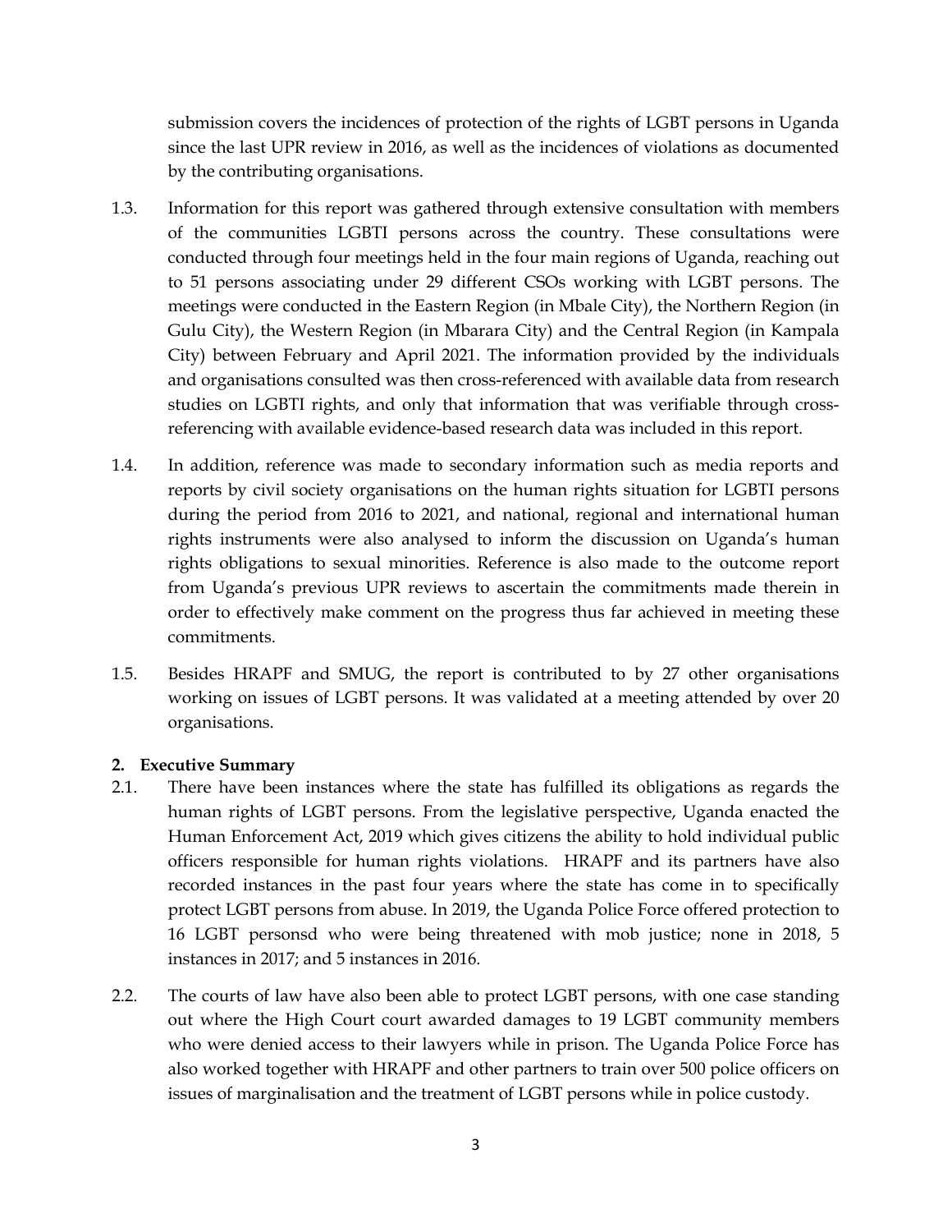submission covers the incidences of protection of the rights of LGBT persons in Uganda since the last UPR review in 2016, as well as the incidences of violations as documented by the contributing organisations.

1.3. Information for this report was gathered through extensive consultation with members of the communities LGBTI persons across the country. These consultations were conducted through four meetings held in the four main regions of Uganda, reaching out to 51 persons associating under 29 different CSOs working with LGBT persons. The meetings were conducted in the Eastern Region (in Mbale City), the Northern Region (in Gulu City), the Western Region (in Mbarara City) and the Central Region (in Kampala City) between February and April 2021. The information provided by the individuals and organisations consulted was then cross-referenced with available data from research studies on LGBTI rights, and only that information that was verifiable through cross-referencing with available evidence-based research data was included in this report.

1.4. In addition, reference was made to secondary information such as media reports and reports by civil society organisations on the human rights situation for LGBTI persons during the period from 2016 to 2021, and national, regional and international human rights instruments were also analysed to inform the discussion on Uganda's human rights obligations to sexual minorities. Reference is also made to the outcome report from Uganda's previous UPR reviews to ascertain the commitments made therein in order to effectively make comment on the progress thus far achieved in meeting these commitments.

1.5. Besides HRAPF and SMUG, the report is contributed to by 27 other organisations working on issues of LGBT persons. It was validated at a meeting attended by over 20 organisations.

## 2. Executive Summary

2.1. There have been instances where the state has fulfilled its obligations as regards the human rights of LGBT persons. From the legislative perspective, Uganda enacted the Human Enforcement Act, 2019 which gives citizens the ability to hold individual public officers responsible for human rights violations. HRAPF and its partners have also recorded instances in the past four years where the state has come in to specifically protect LGBT persons from abuse. In 2019, the Uganda Police Force offered protection to 16 LGBT personsd who were being threatened with mob justice; none in 2018, 5 instances in 2017; and 5 instances in 2016.

2.2. The courts of law have also been able to protect LGBT persons, with one case standing out where the High Court court awarded damages to 19 LGBT community members who were denied access to their lawyers while in prison. The Uganda Police Force has also worked together with HRAPF and other partners to train over 500 police officers on issues of marginalisation and the treatment of LGBT persons while in police custody.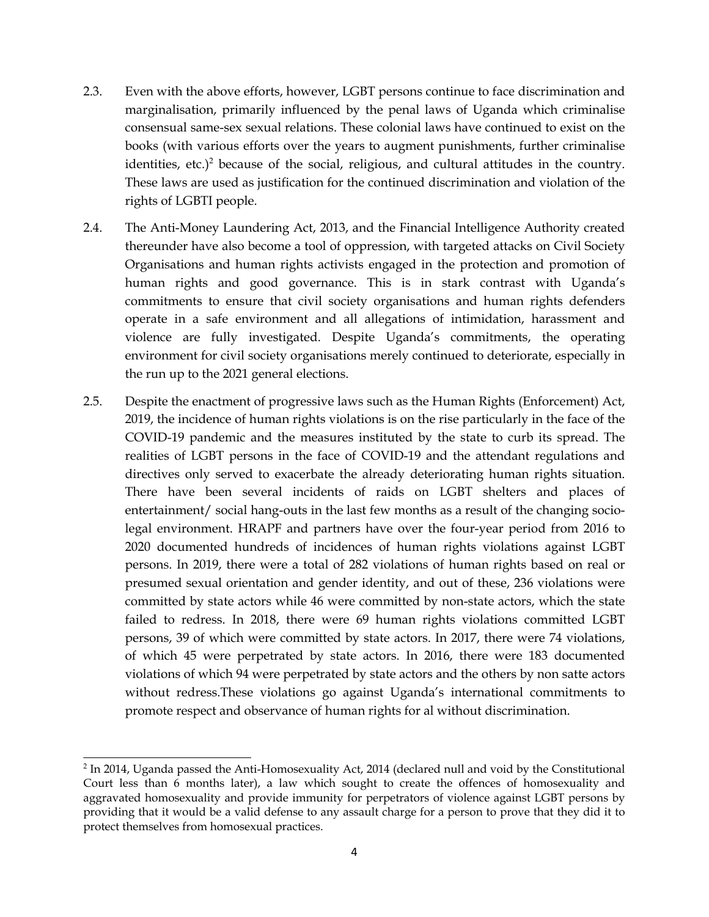2.3. Even with the above efforts, however, LGBT persons continue to face discrimination and marginalisation, primarily influenced by the penal laws of Uganda which criminalise consensual same-sex sexual relations. These colonial laws have continued to exist on the books (with various efforts over the years to augment punishments, further criminalise identities, etc.)[2] because of the social, religious, and cultural attitudes in the country. These laws are used as justification for the continued discrimination and violation of the rights of LGBTI people.

2.4. The Anti-Money Laundering Act, 2013, and the Financial Intelligence Authority created thereunder have also become a tool of oppression, with targeted attacks on Civil Society Organisations and human rights activists engaged in the protection and promotion of human rights and good governance. This is in stark contrast with Uganda's commitments to ensure that civil society organisations and human rights defenders operate in a safe environment and all allegations of intimidation, harassment and violence are fully investigated. Despite Uganda's commitments, the operating environment for civil society organisations merely continued to deteriorate, especially in the run up to the 2021 general elections.

2.5. Despite the enactment of progressive laws such as the Human Rights (Enforcement) Act, 2019, the incidence of human rights violations is on the rise particularly in the face of the COVID-19 pandemic and the measures instituted by the state to curb its spread. The realities of LGBT persons in the face of COVID-19 and the attendant regulations and directives only served to exacerbate the already deteriorating human rights situation. There have been several incidents of raids on LGBT shelters and places of entertainment/ social hang-outs in the last few months as a result of the changing socio-legal environment. HRAPF and partners have over the four-year period from 2016 to 2020 documented hundreds of incidences of human rights violations against LGBT persons. In 2019, there were a total of 282 violations of human rights based on real or presumed sexual orientation and gender identity, and out of these, 236 violations were committed by state actors while 46 were committed by non-state actors, which the state failed to redress. In 2018, there were 69 human rights violations committed LGBT persons, 39 of which were committed by state actors. In 2017, there were 74 violations, of which 45 were perpetrated by state actors. In 2016, there were 183 documented violations of which 94 were perpetrated by state actors and the others by non satte actors without redress.These violations go against Uganda's international commitments to promote respect and observance of human rights for al without discrimination.

---

[2] In 2014, Uganda passed the Anti-Homosexuality Act, 2014 (declared null and void by the Constitutional Court less than 6 months later), a law which sought to create the offences of homosexuality and aggravated homosexuality and provide immunity for perpetrators of violence against LGBT persons by providing that it would be a valid defense to any assault charge for a person to prove that they did it to protect themselves from homosexual practices.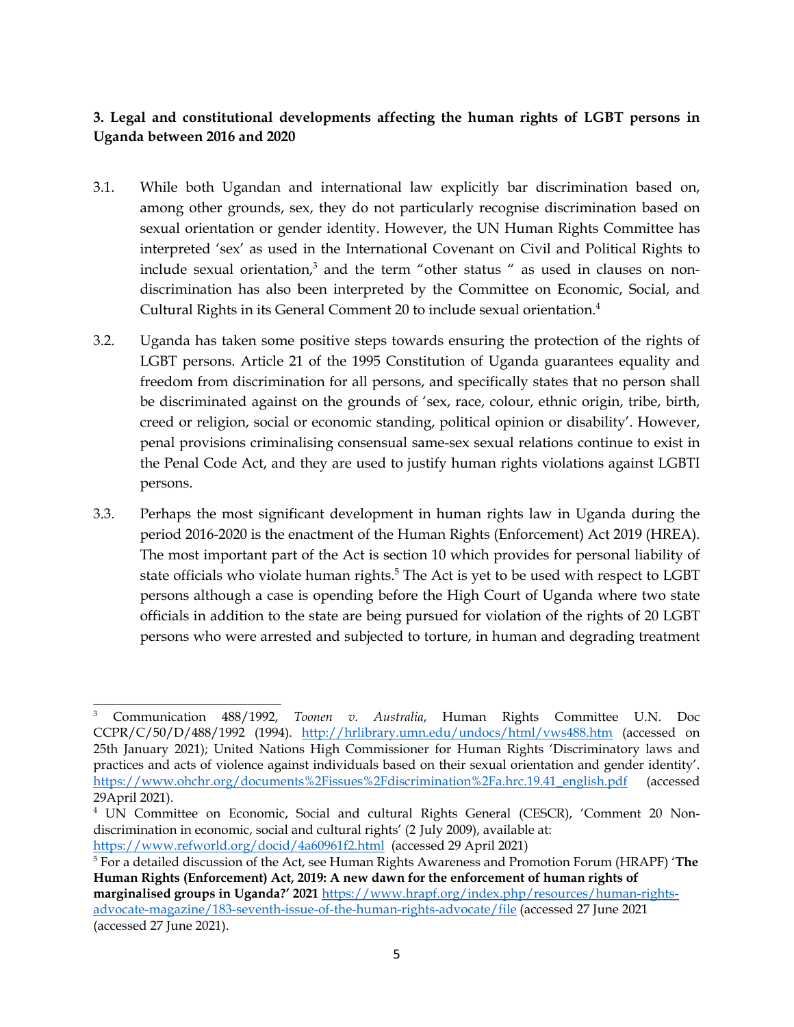**3. Legal and constitutional developments affecting the human rights of LGBT persons in Uganda between 2016 and 2020**

3.1. While both Ugandan and international law explicitly bar discrimination based on, among other grounds, sex, they do not particularly recognise discrimination based on sexual orientation or gender identity. However, the UN Human Rights Committee has interpreted 'sex' as used in the International Covenant on Civil and Political Rights to include sexual orientation,[3] and the term "other status " as used in clauses on non-discrimination has also been interpreted by the Committee on Economic, Social, and Cultural Rights in its General Comment 20 to include sexual orientation.[4]

3.2. Uganda has taken some positive steps towards ensuring the protection of the rights of LGBT persons. Article 21 of the 1995 Constitution of Uganda guarantees equality and freedom from discrimination for all persons, and specifically states that no person shall be discriminated against on the grounds of 'sex, race, colour, ethnic origin, tribe, birth, creed or religion, social or economic standing, political opinion or disability'. However, penal provisions criminalising consensual same-sex sexual relations continue to exist in the Penal Code Act, and they are used to justify human rights violations against LGBTI persons.

3.3. Perhaps the most significant development in human rights law in Uganda during the period 2016-2020 is the enactment of the Human Rights (Enforcement) Act 2019 (HREA). The most important part of the Act is section 10 which provides for personal liability of state officials who violate human rights.[5] The Act is yet to be used with respect to LGBT persons although a case is opending before the High Court of Uganda where two state officials in addition to the state are being pursued for violation of the rights of 20 LGBT persons who were arrested and subjected to torture, in human and degrading treatment

---

[3] Communication 488/1992, *Toonen v. Australia*, Human Rights Committee U.N. Doc CCPR/C/50/D/488/1992 (1994). http://hrlibrary.umn.edu/undocs/html/vws488.htm (accessed on 25th January 2021); United Nations High Commissioner for Human Rights 'Discriminatory laws and practices and acts of violence against individuals based on their sexual orientation and gender identity'. https://www.ohchr.org/documents%2Fissues%2Fdiscrimination%2Fa.hrc.19.41_english.pdf (accessed 29April 2021).

[4] UN Committee on Economic, Social and cultural Rights General (CESCR), 'Comment 20 Non-discrimination in economic, social and cultural rights' (2 July 2009), available at: https://www.refworld.org/docid/4a60961f2.html (accessed 29 April 2021)

[5] For a detailed discussion of the Act, see Human Rights Awareness and Promotion Forum (HRAPF) '**The Human Rights (Enforcement) Act, 2019: A new dawn for the enforcement of human rights of marginalised groups in Uganda?' 2021** https://www.hrapf.org/index.php/resources/human-rights-advocate-magazine/183-seventh-issue-of-the-human-rights-advocate/file (accessed 27 June 2021 (accessed 27 June 2021).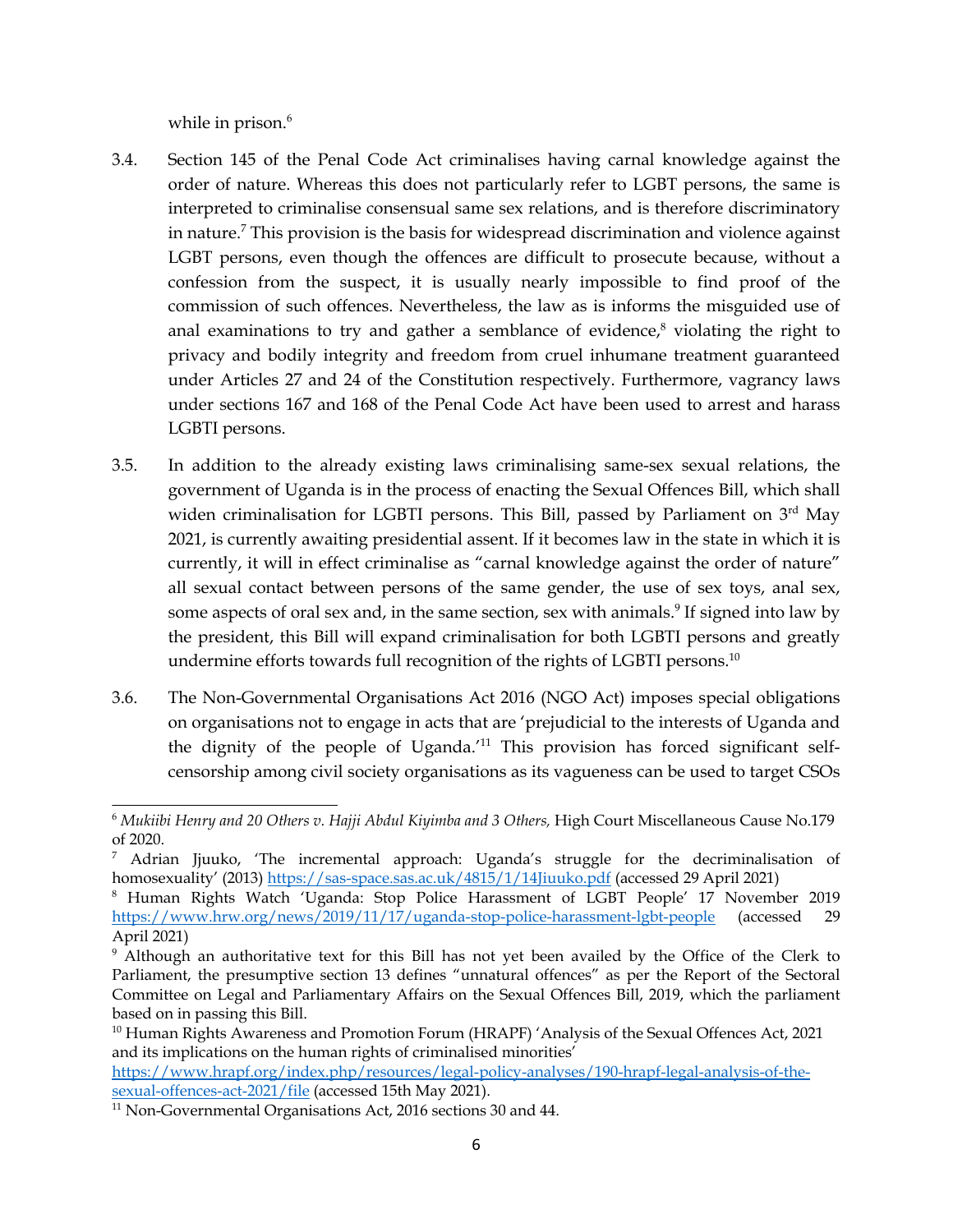while in prison.[6]

3.4. Section 145 of the Penal Code Act criminalises having carnal knowledge against the order of nature. Whereas this does not particularly refer to LGBT persons, the same is interpreted to criminalise consensual same sex relations, and is therefore discriminatory in nature.[7] This provision is the basis for widespread discrimination and violence against LGBT persons, even though the offences are difficult to prosecute because, without a confession from the suspect, it is usually nearly impossible to find proof of the commission of such offences. Nevertheless, the law as is informs the misguided use of anal examinations to try and gather a semblance of evidence,[8] violating the right to privacy and bodily integrity and freedom from cruel inhumane treatment guaranteed under Articles 27 and 24 of the Constitution respectively. Furthermore, vagrancy laws under sections 167 and 168 of the Penal Code Act have been used to arrest and harass LGBTI persons.

3.5. In addition to the already existing laws criminalising same-sex sexual relations, the government of Uganda is in the process of enacting the Sexual Offences Bill, which shall widen criminalisation for LGBTI persons. This Bill, passed by Parliament on 3rd May 2021, is currently awaiting presidential assent. If it becomes law in the state in which it is currently, it will in effect criminalise as "carnal knowledge against the order of nature" all sexual contact between persons of the same gender, the use of sex toys, anal sex, some aspects of oral sex and, in the same section, sex with animals.[9] If signed into law by the president, this Bill will expand criminalisation for both LGBTI persons and greatly undermine efforts towards full recognition of the rights of LGBTI persons.[10]

3.6. The Non-Governmental Organisations Act 2016 (NGO Act) imposes special obligations on organisations not to engage in acts that are 'prejudicial to the interests of Uganda and the dignity of the people of Uganda.'[11] This provision has forced significant self-censorship among civil society organisations as its vagueness can be used to target CSOs

---

[6] *Mukiibi Henry and 20 Others v. Hajji Abdul Kiyimba and 3 Others,* High Court Miscellaneous Cause No.179 of 2020.

[7] Adrian Jjuuko, 'The incremental approach: Uganda's struggle for the decriminalisation of homosexuality' (2013) https://sas-space.sas.ac.uk/4815/1/14Jjuuko.pdf (accessed 29 April 2021)

[8] Human Rights Watch 'Uganda: Stop Police Harassment of LGBT People' 17 November 2019 https://www.hrw.org/news/2019/11/17/uganda-stop-police-harassment-lgbt-people (accessed 29 April 2021)

[9] Although an authoritative text for this Bill has not yet been availed by the Office of the Clerk to Parliament, the presumptive section 13 defines "unnatural offences" as per the Report of the Sectoral Committee on Legal and Parliamentary Affairs on the Sexual Offences Bill, 2019, which the parliament based on in passing this Bill.

[10] Human Rights Awareness and Promotion Forum (HRAPF) 'Analysis of the Sexual Offences Act, 2021 and its implications on the human rights of criminalised minorities' https://www.hrapf.org/index.php/resources/legal-policy-analyses/190-hrapf-legal-analysis-of-the-sexual-offences-act-2021/file (accessed 15th May 2021).

[11] Non-Governmental Organisations Act, 2016 sections 30 and 44.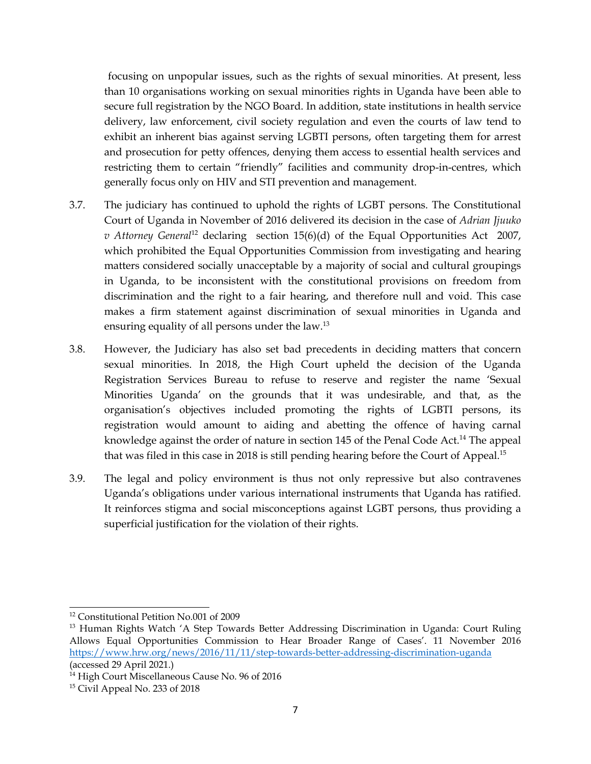focusing on unpopular issues, such as the rights of sexual minorities. At present, less than 10 organisations working on sexual minorities rights in Uganda have been able to secure full registration by the NGO Board. In addition, state institutions in health service delivery, law enforcement, civil society regulation and even the courts of law tend to exhibit an inherent bias against serving LGBTI persons, often targeting them for arrest and prosecution for petty offences, denying them access to essential health services and restricting them to certain "friendly" facilities and community drop-in-centres, which generally focus only on HIV and STI prevention and management.

3.7. The judiciary has continued to uphold the rights of LGBT persons. The Constitutional Court of Uganda in November of 2016 delivered its decision in the case of *Adrian Jjuuko v Attorney General*[12] declaring section 15(6)(d) of the Equal Opportunities Act 2007, which prohibited the Equal Opportunities Commission from investigating and hearing matters considered socially unacceptable by a majority of social and cultural groupings in Uganda, to be inconsistent with the constitutional provisions on freedom from discrimination and the right to a fair hearing, and therefore null and void. This case makes a firm statement against discrimination of sexual minorities in Uganda and ensuring equality of all persons under the law.[13]

3.8. However, the Judiciary has also set bad precedents in deciding matters that concern sexual minorities. In 2018, the High Court upheld the decision of the Uganda Registration Services Bureau to refuse to reserve and register the name 'Sexual Minorities Uganda' on the grounds that it was undesirable, and that, as the organisation's objectives included promoting the rights of LGBTI persons, its registration would amount to aiding and abetting the offence of having carnal knowledge against the order of nature in section 145 of the Penal Code Act.[14] The appeal that was filed in this case in 2018 is still pending hearing before the Court of Appeal.[15]

3.9. The legal and policy environment is thus not only repressive but also contravenes Uganda's obligations under various international instruments that Uganda has ratified. It reinforces stigma and social misconceptions against LGBT persons, thus providing a superficial justification for the violation of their rights.

---

[12] Constitutional Petition No.001 of 2009

[13] Human Rights Watch 'A Step Towards Better Addressing Discrimination in Uganda: Court Ruling Allows Equal Opportunities Commission to Hear Broader Range of Cases'. 11 November 2016 https://www.hrw.org/news/2016/11/11/step-towards-better-addressing-discrimination-uganda (accessed 29 April 2021.)

[14] High Court Miscellaneous Cause No. 96 of 2016

[15] Civil Appeal No. 233 of 2018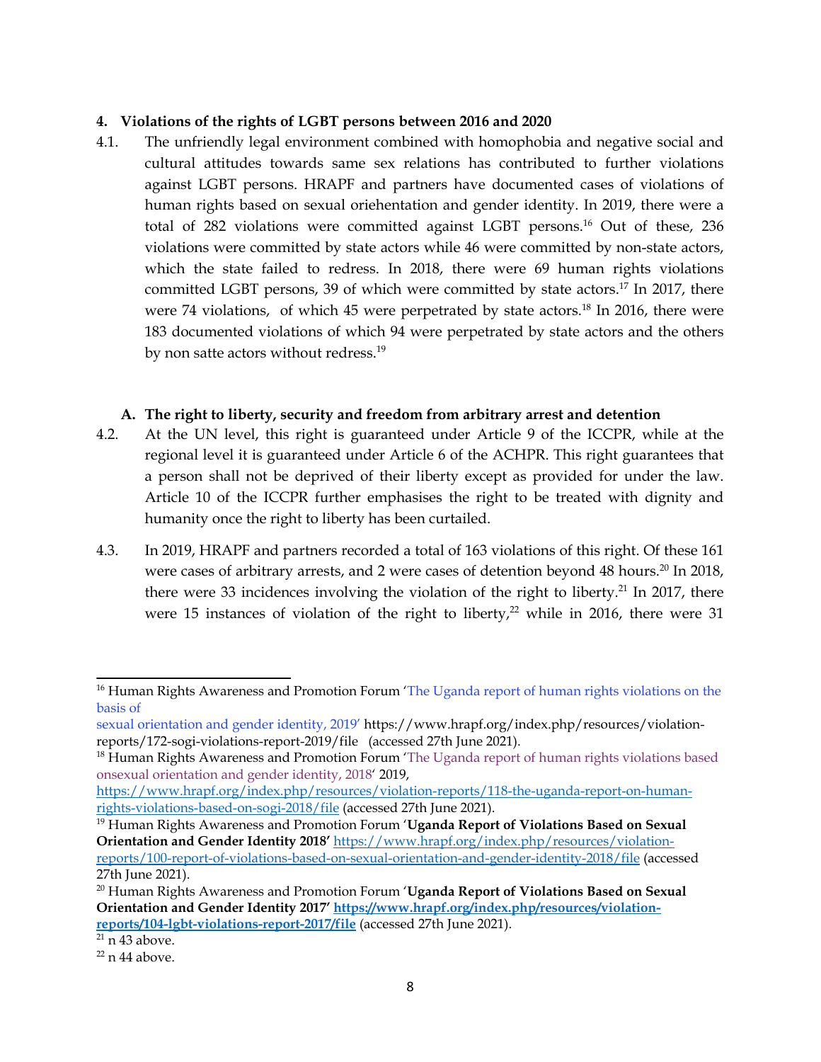## 4. Violations of the rights of LGBT persons between 2016 and 2020

4.1. The unfriendly legal environment combined with homophobia and negative social and cultural attitudes towards same sex relations has contributed to further violations against LGBT persons. HRAPF and partners have documented cases of violations of human rights based on sexual oriehentation and gender identity. In 2019, there were a total of 282 violations were committed against LGBT persons.[16] Out of these, 236 violations were committed by state actors while 46 were committed by non-state actors, which the state failed to redress. In 2018, there were 69 human rights violations committed LGBT persons, 39 of which were committed by state actors.[17] In 2017, there were 74 violations, of which 45 were perpetrated by state actors.[18] In 2016, there were 183 documented violations of which 94 were perpetrated by state actors and the others by non satte actors without redress.[19]

### A. The right to liberty, security and freedom from arbitrary arrest and detention

4.2. At the UN level, this right is guaranteed under Article 9 of the ICCPR, while at the regional level it is guaranteed under Article 6 of the ACHPR. This right guarantees that a person shall not be deprived of their liberty except as provided for under the law. Article 10 of the ICCPR further emphasises the right to be treated with dignity and humanity once the right to liberty has been curtailed.

4.3. In 2019, HRAPF and partners recorded a total of 163 violations of this right. Of these 161 were cases of arbitrary arrests, and 2 were cases of detention beyond 48 hours.[20] In 2018, there were 33 incidences involving the violation of the right to liberty.[21] In 2017, there were 15 instances of violation of the right to liberty,[22] while in 2016, there were 31

---

[16] Human Rights Awareness and Promotion Forum 'The Uganda report of human rights violations on the basis of sexual orientation and gender identity, 2019' https://www.hrapf.org/index.php/resources/violation-reports/172-sogi-violations-report-2019/file (accessed 27th June 2021).

[18] Human Rights Awareness and Promotion Forum 'The Uganda report of human rights violations based onsexual orientation and gender identity, 2018' 2019, https://www.hrapf.org/index.php/resources/violation-reports/118-the-uganda-report-on-human-rights-violations-based-on-sogi-2018/file (accessed 27th June 2021).

[19] Human Rights Awareness and Promotion Forum '**Uganda Report of Violations Based on Sexual Orientation and Gender Identity 2018'** https://www.hrapf.org/index.php/resources/violation-reports/100-report-of-violations-based-on-sexual-orientation-and-gender-identity-2018/file (accessed 27th June 2021).

[20] Human Rights Awareness and Promotion Forum '**Uganda Report of Violations Based on Sexual Orientation and Gender Identity 2017' https://www.hrapf.org/index.php/resources/violation-reports/104-lgbt-violations-report-2017/file** (accessed 27th June 2021).

[21] n 43 above.

[22] n 44 above.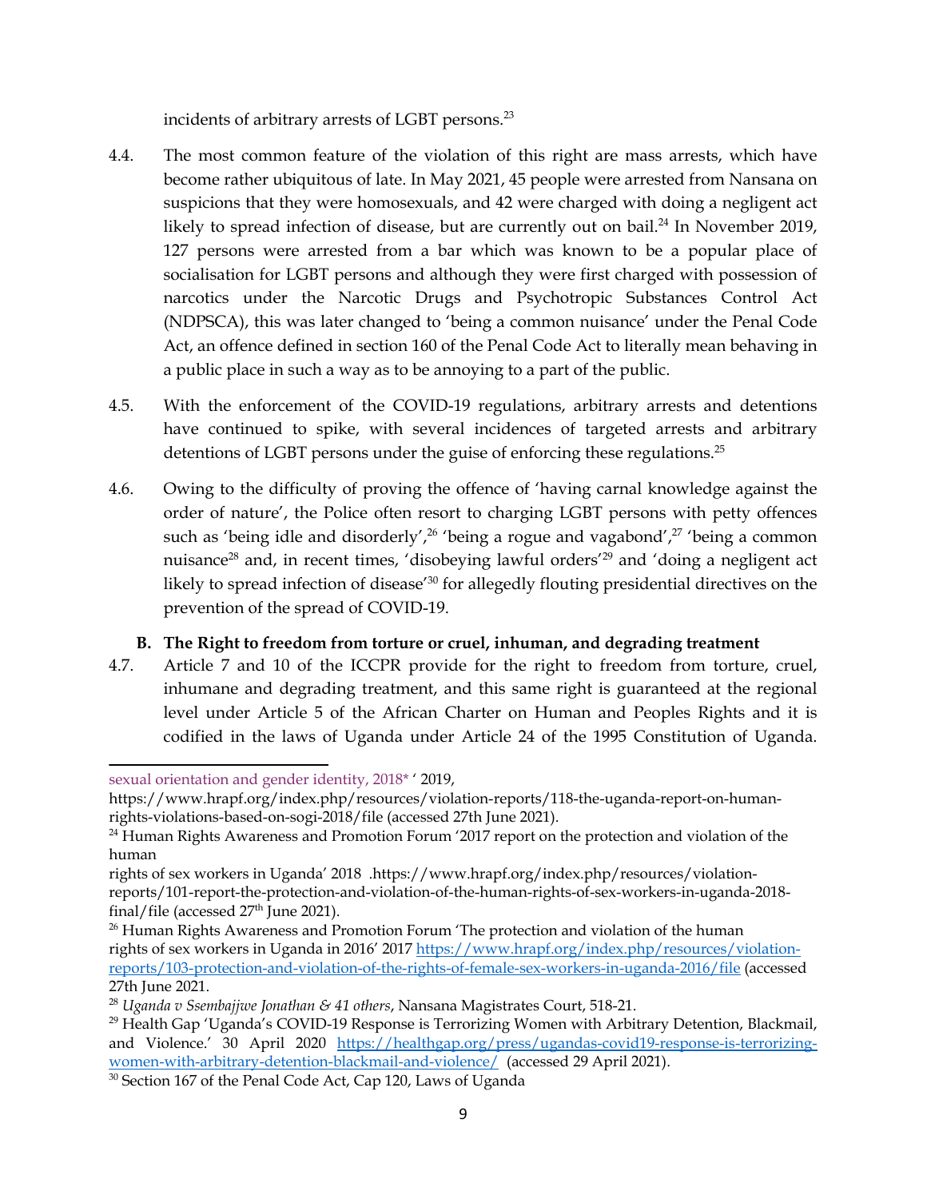incidents of arbitrary arrests of LGBT persons.[23]

4.4. The most common feature of the violation of this right are mass arrests, which have become rather ubiquitous of late. In May 2021, 45 people were arrested from Nansana on suspicions that they were homosexuals, and 42 were charged with doing a negligent act likely to spread infection of disease, but are currently out on bail.[24] In November 2019, 127 persons were arrested from a bar which was known to be a popular place of socialisation for LGBT persons and although they were first charged with possession of narcotics under the Narcotic Drugs and Psychotropic Substances Control Act (NDPSCA), this was later changed to 'being a common nuisance' under the Penal Code Act, an offence defined in section 160 of the Penal Code Act to literally mean behaving in a public place in such a way as to be annoying to a part of the public.

4.5. With the enforcement of the COVID-19 regulations, arbitrary arrests and detentions have continued to spike, with several incidences of targeted arrests and arbitrary detentions of LGBT persons under the guise of enforcing these regulations.[25]

4.6. Owing to the difficulty of proving the offence of 'having carnal knowledge against the order of nature', the Police often resort to charging LGBT persons with petty offences such as 'being idle and disorderly',[26] 'being a rogue and vagabond',[27] 'being a common nuisance[28] and, in recent times, 'disobeying lawful orders'[29] and 'doing a negligent act likely to spread infection of disease'[30] for allegedly flouting presidential directives on the prevention of the spread of COVID-19.

**B. The Right to freedom from torture or cruel, inhuman, and degrading treatment**

4.7. Article 7 and 10 of the ICCPR provide for the right to freedom from torture, cruel, inhumane and degrading treatment, and this same right is guaranteed at the regional level under Article 5 of the African Charter on Human and Peoples Rights and it is codified in the laws of Uganda under Article 24 of the 1995 Constitution of Uganda.

---

sexual orientation and gender identity, 2018* ' 2019, https://www.hrapf.org/index.php/resources/violation-reports/118-the-uganda-report-on-human-rights-violations-based-on-sogi-2018/file (accessed 27th June 2021).

[24] Human Rights Awareness and Promotion Forum '2017 report on the protection and violation of the human rights of sex workers in Uganda' 2018 .https://www.hrapf.org/index.php/resources/violation-reports/101-report-the-protection-and-violation-of-the-human-rights-of-sex-workers-in-uganda-2018-final/file (accessed 27th June 2021).

[26] Human Rights Awareness and Promotion Forum 'The protection and violation of the human rights of sex workers in Uganda in 2016' 2017 https://www.hrapf.org/index.php/resources/violation-reports/103-protection-and-violation-of-the-rights-of-female-sex-workers-in-uganda-2016/file (accessed 27th June 2021.

[28] *Uganda v Ssembajjwe Jonathan & 41 others*, Nansana Magistrates Court, 518-21.

[29] Health Gap 'Uganda's COVID-19 Response is Terrorizing Women with Arbitrary Detention, Blackmail, and Violence.' 30 April 2020 https://healthgap.org/press/ugandas-covid19-response-is-terrorizing-women-with-arbitrary-detention-blackmail-and-violence/ (accessed 29 April 2021).

[30] Section 167 of the Penal Code Act, Cap 120, Laws of Uganda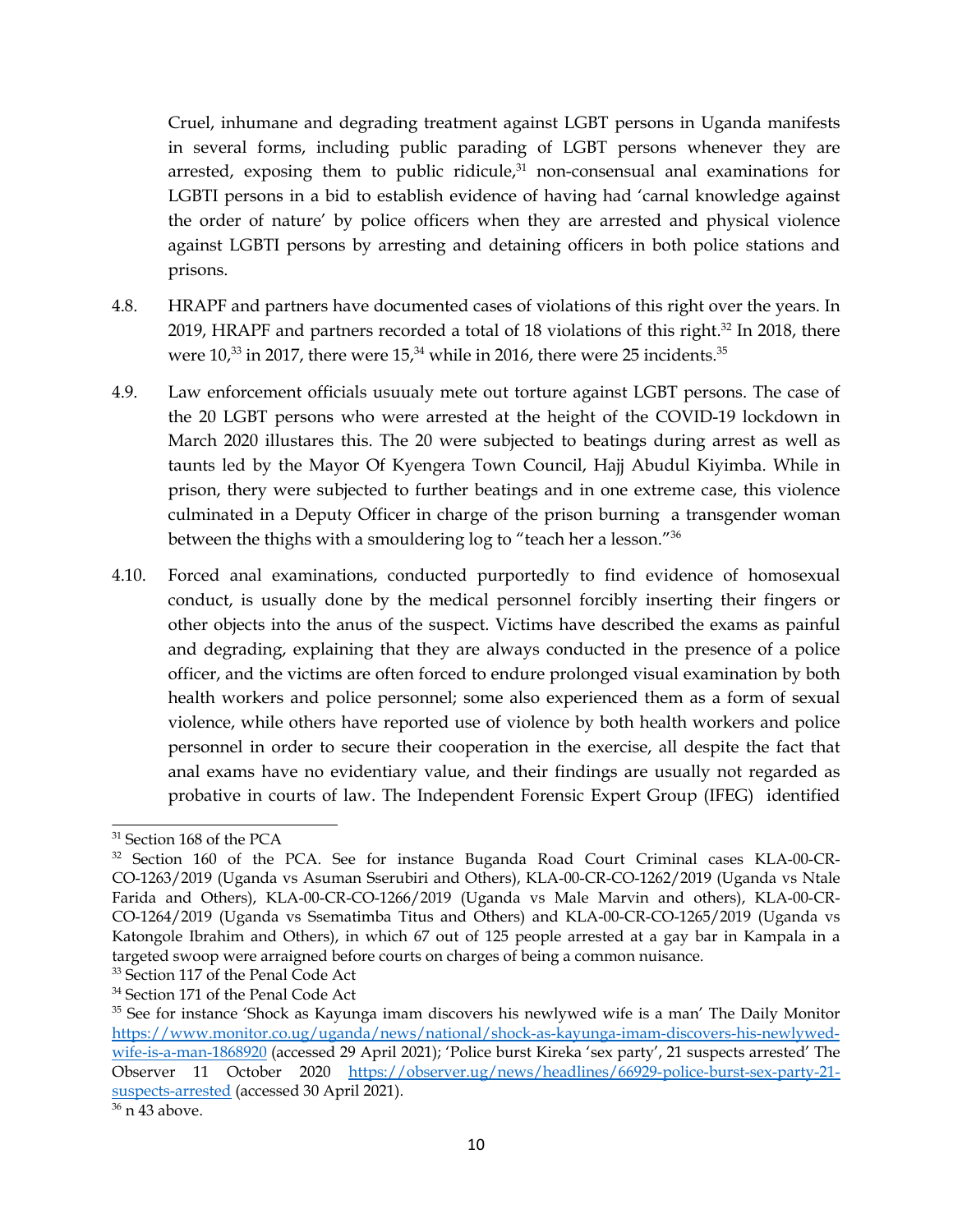Cruel, inhumane and degrading treatment against LGBT persons in Uganda manifests in several forms, including public parading of LGBT persons whenever they are arrested, exposing them to public ridicule,[31] non-consensual anal examinations for LGBTI persons in a bid to establish evidence of having had 'carnal knowledge against the order of nature' by police officers when they are arrested and physical violence against LGBTI persons by arresting and detaining officers in both police stations and prisons.

4.8. HRAPF and partners have documented cases of violations of this right over the years. In 2019, HRAPF and partners recorded a total of 18 violations of this right.[32] In 2018, there were 10,[33] in 2017, there were 15,[34] while in 2016, there were 25 incidents.[35]

4.9. Law enforcement officials usuualy mete out torture against LGBT persons. The case of the 20 LGBT persons who were arrested at the height of the COVID-19 lockdown in March 2020 illustares this. The 20 were subjected to beatings during arrest as well as taunts led by the Mayor Of Kyengera Town Council, Hajj Abudul Kiyimba. While in prison, thery were subjected to further beatings and in one extreme case, this violence culminated in a Deputy Officer in charge of the prison burning a transgender woman between the thighs with a smouldering log to "teach her a lesson."[36]

4.10. Forced anal examinations, conducted purportedly to find evidence of homosexual conduct, is usually done by the medical personnel forcibly inserting their fingers or other objects into the anus of the suspect. Victims have described the exams as painful and degrading, explaining that they are always conducted in the presence of a police officer, and the victims are often forced to endure prolonged visual examination by both health workers and police personnel; some also experienced them as a form of sexual violence, while others have reported use of violence by both health workers and police personnel in order to secure their cooperation in the exercise, all despite the fact that anal exams have no evidentiary value, and their findings are usually not regarded as probative in courts of law. The Independent Forensic Expert Group (IFEG) identified

---

[31] Section 168 of the PCA

[32] Section 160 of the PCA. See for instance Buganda Road Court Criminal cases KLA-00-CR-CO-1263/2019 (Uganda vs Asuman Sserubiri and Others), KLA-00-CR-CO-1262/2019 (Uganda vs Ntale Farida and Others), KLA-00-CR-CO-1266/2019 (Uganda vs Male Marvin and others), KLA-00-CR-CO-1264/2019 (Uganda vs Ssematimba Titus and Others) and KLA-00-CR-CO-1265/2019 (Uganda vs Katongole Ibrahim and Others), in which 67 out of 125 people arrested at a gay bar in Kampala in a targeted swoop were arraigned before courts on charges of being a common nuisance.

[33] Section 117 of the Penal Code Act

[34] Section 171 of the Penal Code Act

[35] See for instance 'Shock as Kayunga imam discovers his newlywed wife is a man' The Daily Monitor https://www.monitor.co.ug/uganda/news/national/shock-as-kayunga-imam-discovers-his-newlywed-wife-is-a-man-1868920 (accessed 29 April 2021); 'Police burst Kireka 'sex party', 21 suspects arrested' The Observer 11 October 2020 https://observer.ug/news/headlines/66929-police-burst-sex-party-21-suspects-arrested (accessed 30 April 2021).

[36] n 43 above.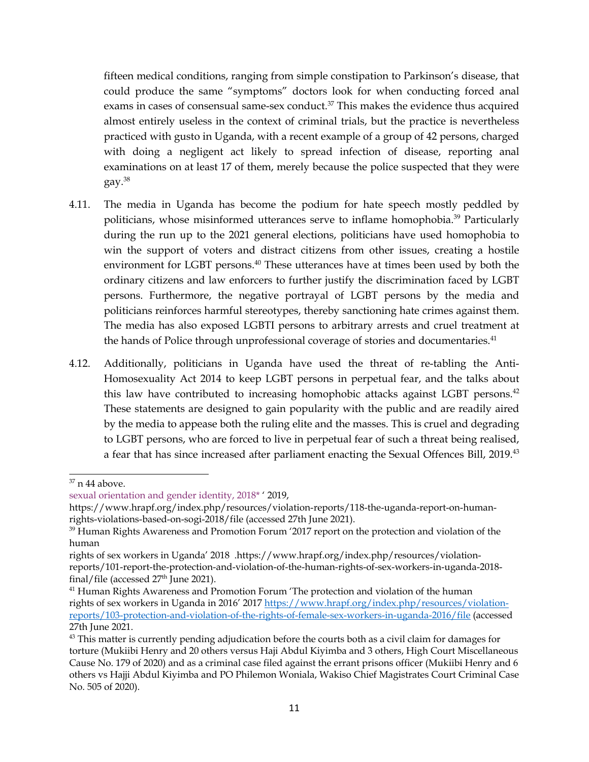fifteen medical conditions, ranging from simple constipation to Parkinson's disease, that could produce the same "symptoms" doctors look for when conducting forced anal exams in cases of consensual same-sex conduct.[37] This makes the evidence thus acquired almost entirely useless in the context of criminal trials, but the practice is nevertheless practiced with gusto in Uganda, with a recent example of a group of 42 persons, charged with doing a negligent act likely to spread infection of disease, reporting anal examinations on at least 17 of them, merely because the police suspected that they were gay.[38]

4.11. The media in Uganda has become the podium for hate speech mostly peddled by politicians, whose misinformed utterances serve to inflame homophobia.[39] Particularly during the run up to the 2021 general elections, politicians have used homophobia to win the support of voters and distract citizens from other issues, creating a hostile environment for LGBT persons.[40] These utterances have at times been used by both the ordinary citizens and law enforcers to further justify the discrimination faced by LGBT persons. Furthermore, the negative portrayal of LGBT persons by the media and politicians reinforces harmful stereotypes, thereby sanctioning hate crimes against them. The media has also exposed LGBTI persons to arbitrary arrests and cruel treatment at the hands of Police through unprofessional coverage of stories and documentaries.[41]

4.12. Additionally, politicians in Uganda have used the threat of re-tabling the Anti-Homosexuality Act 2014 to keep LGBT persons in perpetual fear, and the talks about this law have contributed to increasing homophobic attacks against LGBT persons.[42] These statements are designed to gain popularity with the public and are readily aired by the media to appease both the ruling elite and the masses. This is cruel and degrading to LGBT persons, who are forced to live in perpetual fear of such a threat being realised, a fear that has since increased after parliament enacting the Sexual Offences Bill, 2019.[43]

---

[37] n 44 above.

sexual orientation and gender identity, 2018* ' 2019, https://www.hrapf.org/index.php/resources/violation-reports/118-the-uganda-report-on-human-rights-violations-based-on-sogi-2018/file (accessed 27th June 2021).

[39] Human Rights Awareness and Promotion Forum '2017 report on the protection and violation of the human rights of sex workers in Uganda' 2018 .https://www.hrapf.org/index.php/resources/violation-reports/101-report-the-protection-and-violation-of-the-human-rights-of-sex-workers-in-uganda-2018-final/file (accessed 27th June 2021).

[41] Human Rights Awareness and Promotion Forum 'The protection and violation of the human rights of sex workers in Uganda in 2016' 2017 https://www.hrapf.org/index.php/resources/violation-reports/103-protection-and-violation-of-the-rights-of-female-sex-workers-in-uganda-2016/file (accessed 27th June 2021.

[43] This matter is currently pending adjudication before the courts both as a civil claim for damages for torture (Mukiibi Henry and 20 others versus Haji Abdul Kiyimba and 3 others, High Court Miscellaneous Cause No. 179 of 2020) and as a criminal case filed against the errant prisons officer (Mukiibi Henry and 6 others vs Hajji Abdul Kiyimba and PO Philemon Woniala, Wakiso Chief Magistrates Court Criminal Case No. 505 of 2020).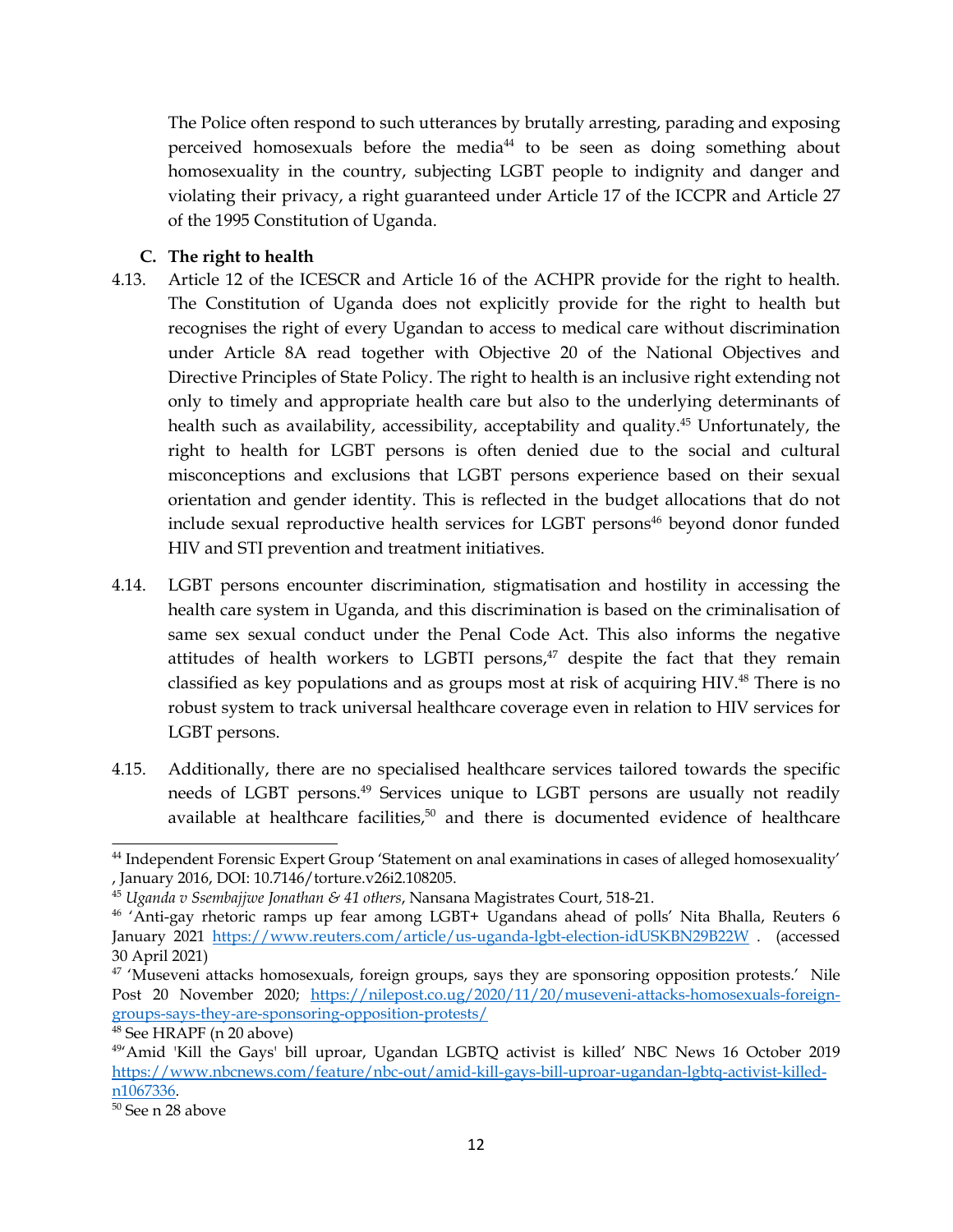The Police often respond to such utterances by brutally arresting, parading and exposing perceived homosexuals before the media[44] to be seen as doing something about homosexuality in the country, subjecting LGBT people to indignity and danger and violating their privacy, a right guaranteed under Article 17 of the ICCPR and Article 27 of the 1995 Constitution of Uganda.

### C. The right to health

4.13. Article 12 of the ICESCR and Article 16 of the ACHPR provide for the right to health. The Constitution of Uganda does not explicitly provide for the right to health but recognises the right of every Ugandan to access to medical care without discrimination under Article 8A read together with Objective 20 of the National Objectives and Directive Principles of State Policy. The right to health is an inclusive right extending not only to timely and appropriate health care but also to the underlying determinants of health such as availability, accessibility, acceptability and quality.[45] Unfortunately, the right to health for LGBT persons is often denied due to the social and cultural misconceptions and exclusions that LGBT persons experience based on their sexual orientation and gender identity. This is reflected in the budget allocations that do not include sexual reproductive health services for LGBT persons[46] beyond donor funded HIV and STI prevention and treatment initiatives.

4.14. LGBT persons encounter discrimination, stigmatisation and hostility in accessing the health care system in Uganda, and this discrimination is based on the criminalisation of same sex sexual conduct under the Penal Code Act. This also informs the negative attitudes of health workers to LGBTI persons,[47] despite the fact that they remain classified as key populations and as groups most at risk of acquiring HIV.[48] There is no robust system to track universal healthcare coverage even in relation to HIV services for LGBT persons.

4.15. Additionally, there are no specialised healthcare services tailored towards the specific needs of LGBT persons.[49] Services unique to LGBT persons are usually not readily available at healthcare facilities,[50] and there is documented evidence of healthcare

---

[44] Independent Forensic Expert Group 'Statement on anal examinations in cases of alleged homosexuality' , January 2016, DOI: 10.7146/torture.v26i2.108205.

[45] *Uganda v Ssembajjwe Jonathan & 41 others*, Nansana Magistrates Court, 518-21.

[46] 'Anti-gay rhetoric ramps up fear among LGBT+ Ugandans ahead of polls' Nita Bhalla, Reuters 6 January 2021 https://www.reuters.com/article/us-uganda-lgbt-election-idUSKBN29B22W . (accessed 30 April 2021)

[47] 'Museveni attacks homosexuals, foreign groups, says they are sponsoring opposition protests.' Nile Post 20 November 2020; https://nilepost.co.ug/2020/11/20/museveni-attacks-homosexuals-foreign-groups-says-they-are-sponsoring-opposition-protests/

[48] See HRAPF (n 20 above)

[49] 'Amid 'Kill the Gays' bill uproar, Ugandan LGBTQ activist is killed' NBC News 16 October 2019 https://www.nbcnews.com/feature/nbc-out/amid-kill-gays-bill-uproar-ugandan-lgbtq-activist-killed-n1067336.

[50] See n 28 above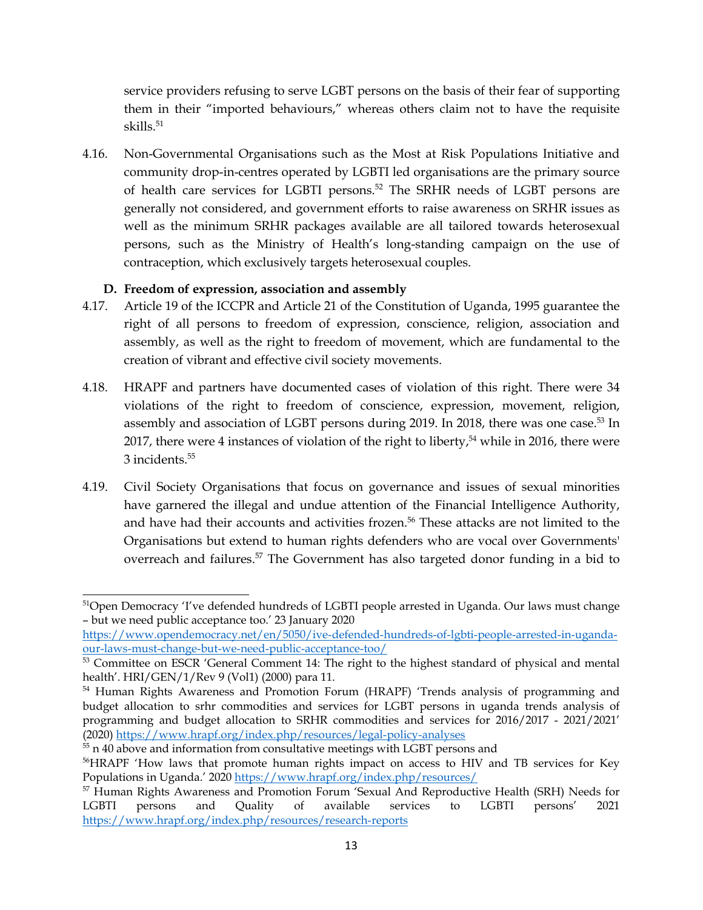service providers refusing to serve LGBT persons on the basis of their fear of supporting them in their "imported behaviours," whereas others claim not to have the requisite skills.[51]

4.16. Non-Governmental Organisations such as the Most at Risk Populations Initiative and community drop-in-centres operated by LGBTI led organisations are the primary source of health care services for LGBTI persons.[52] The SRHR needs of LGBT persons are generally not considered, and government efforts to raise awareness on SRHR issues as well as the minimum SRHR packages available are all tailored towards heterosexual persons, such as the Ministry of Health's long-standing campaign on the use of contraception, which exclusively targets heterosexual couples.

**D. Freedom of expression, association and assembly**

4.17. Article 19 of the ICCPR and Article 21 of the Constitution of Uganda, 1995 guarantee the right of all persons to freedom of expression, conscience, religion, association and assembly, as well as the right to freedom of movement, which are fundamental to the creation of vibrant and effective civil society movements.

4.18. HRAPF and partners have documented cases of violation of this right. There were 34 violations of the right to freedom of conscience, expression, movement, religion, assembly and association of LGBT persons during 2019. In 2018, there was one case.[53] In 2017, there were 4 instances of violation of the right to liberty,[54] while in 2016, there were 3 incidents.[55]

4.19. Civil Society Organisations that focus on governance and issues of sexual minorities have garnered the illegal and undue attention of the Financial Intelligence Authority, and have had their accounts and activities frozen.[56] These attacks are not limited to the Organisations but extend to human rights defenders who are vocal over Governments' overreach and failures.[57] The Government has also targeted donor funding in a bid to

---

[51] Open Democracy 'I've defended hundreds of LGBTI people arrested in Uganda. Our laws must change – but we need public acceptance too.' 23 January 2020 https://www.opendemocracy.net/en/5050/ive-defended-hundreds-of-lgbti-people-arrested-in-uganda-our-laws-must-change-but-we-need-public-acceptance-too/

[53] Committee on ESCR 'General Comment 14: The right to the highest standard of physical and mental health'. HRI/GEN/1/Rev 9 (Vol1) (2000) para 11.

[54] Human Rights Awareness and Promotion Forum (HRAPF) 'Trends analysis of programming and budget allocation to srhr commodities and services for LGBT persons in uganda trends analysis of programming and budget allocation to SRHR commodities and services for 2016/2017 - 2021/2021' (2020) https://www.hrapf.org/index.php/resources/legal-policy-analyses

[55] n 40 above and information from consultative meetings with LGBT persons and

[56] HRAPF 'How laws that promote human rights impact on access to HIV and TB services for Key Populations in Uganda.' 2020 https://www.hrapf.org/index.php/resources/

[57] Human Rights Awareness and Promotion Forum 'Sexual And Reproductive Health (SRH) Needs for LGBTI persons and Quality of available services to LGBTI persons' 2021 https://www.hrapf.org/index.php/resources/research-reports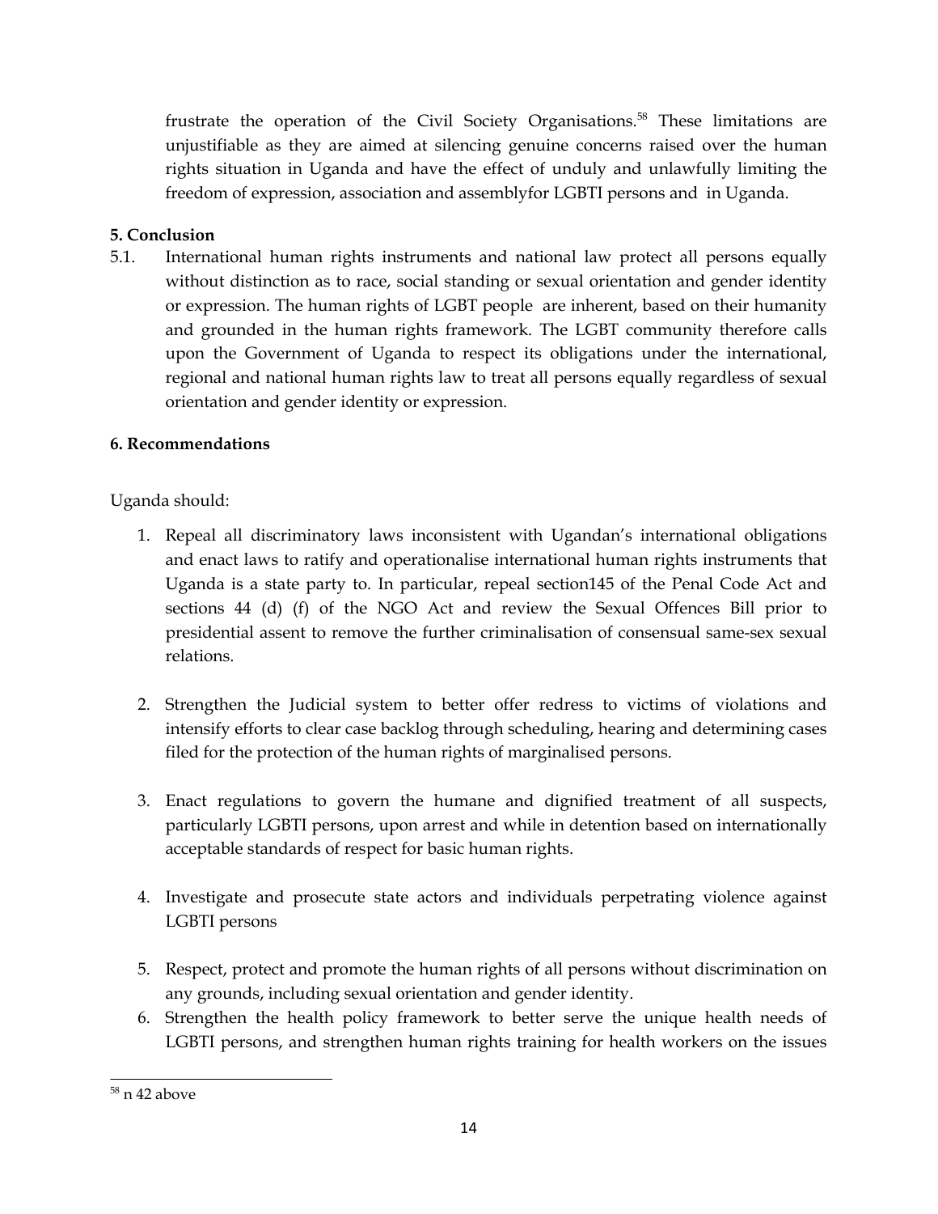frustrate the operation of the Civil Society Organisations.[58] These limitations are unjustifiable as they are aimed at silencing genuine concerns raised over the human rights situation in Uganda and have the effect of unduly and unlawfully limiting the freedom of expression, association and assemblyfor LGBTI persons and in Uganda.

**5. Conclusion**

5.1. International human rights instruments and national law protect all persons equally without distinction as to race, social standing or sexual orientation and gender identity or expression. The human rights of LGBT people are inherent, based on their humanity and grounded in the human rights framework. The LGBT community therefore calls upon the Government of Uganda to respect its obligations under the international, regional and national human rights law to treat all persons equally regardless of sexual orientation and gender identity or expression.

**6. Recommendations**

Uganda should:

1. Repeal all discriminatory laws inconsistent with Ugandan's international obligations and enact laws to ratify and operationalise international human rights instruments that Uganda is a state party to. In particular, repeal section145 of the Penal Code Act and sections 44 (d) (f) of the NGO Act and review the Sexual Offences Bill prior to presidential assent to remove the further criminalisation of consensual same-sex sexual relations.

2. Strengthen the Judicial system to better offer redress to victims of violations and intensify efforts to clear case backlog through scheduling, hearing and determining cases filed for the protection of the human rights of marginalised persons.

3. Enact regulations to govern the humane and dignified treatment of all suspects, particularly LGBTI persons, upon arrest and while in detention based on internationally acceptable standards of respect for basic human rights.

4. Investigate and prosecute state actors and individuals perpetrating violence against LGBTI persons

5. Respect, protect and promote the human rights of all persons without discrimination on any grounds, including sexual orientation and gender identity.
6. Strengthen the health policy framework to better serve the unique health needs of LGBTI persons, and strengthen human rights training for health workers on the issues

[58] n 42 above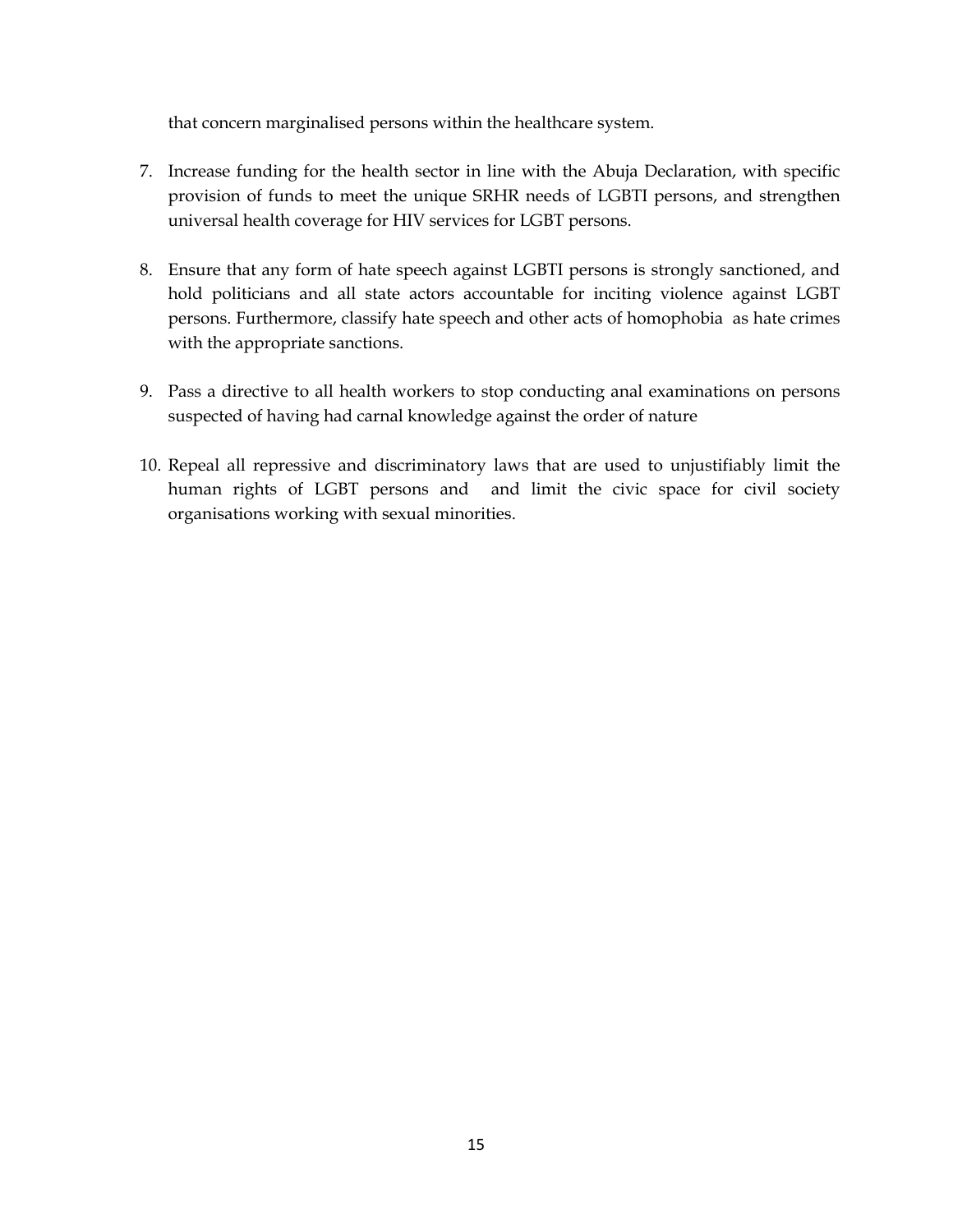that concern marginalised persons within the healthcare system.

7. Increase funding for the health sector in line with the Abuja Declaration, with specific provision of funds to meet the unique SRHR needs of LGBTI persons, and strengthen universal health coverage for HIV services for LGBT persons.

8. Ensure that any form of hate speech against LGBTI persons is strongly sanctioned, and hold politicians and all state actors accountable for inciting violence against LGBT persons. Furthermore, classify hate speech and other acts of homophobia as hate crimes with the appropriate sanctions.

9. Pass a directive to all health workers to stop conducting anal examinations on persons suspected of having had carnal knowledge against the order of nature

10. Repeal all repressive and discriminatory laws that are used to unjustifiably limit the human rights of LGBT persons and and limit the civic space for civil society organisations working with sexual minorities.